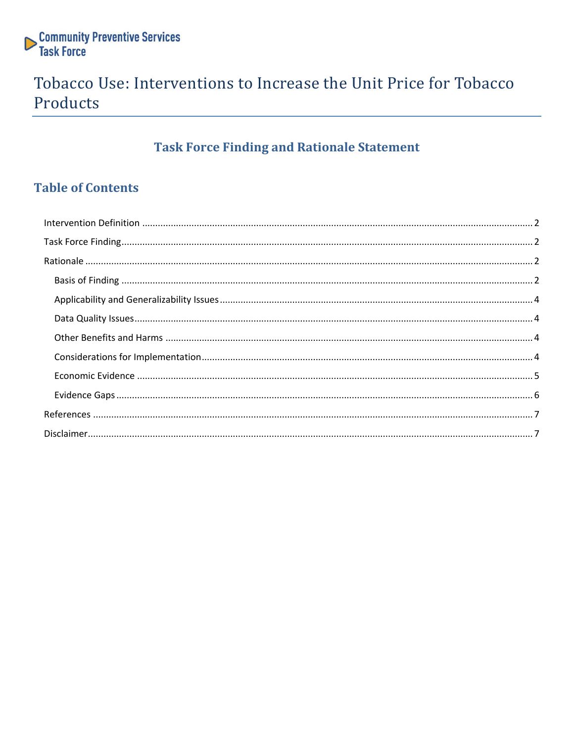Community Preventive Services Task Force

# Tobacco Use: Interventions to Increase the Unit Price for Tobacco Products

## Task Force Finding and Rationale Statement

## Table of Contents

- Intervention Definition ..... 2
- Task Force Finding ..... 2
- Rationale ..... 2
  - Basis of Finding ..... 2
  - Applicability and Generalizability Issues ..... 4
  - Data Quality Issues ..... 4
  - Other Benefits and Harms ..... 4
  - Considerations for Implementation ..... 4
  - Economic Evidence ..... 5
  - Evidence Gaps ..... 6
- References ..... 7
- Disclaimer ..... 7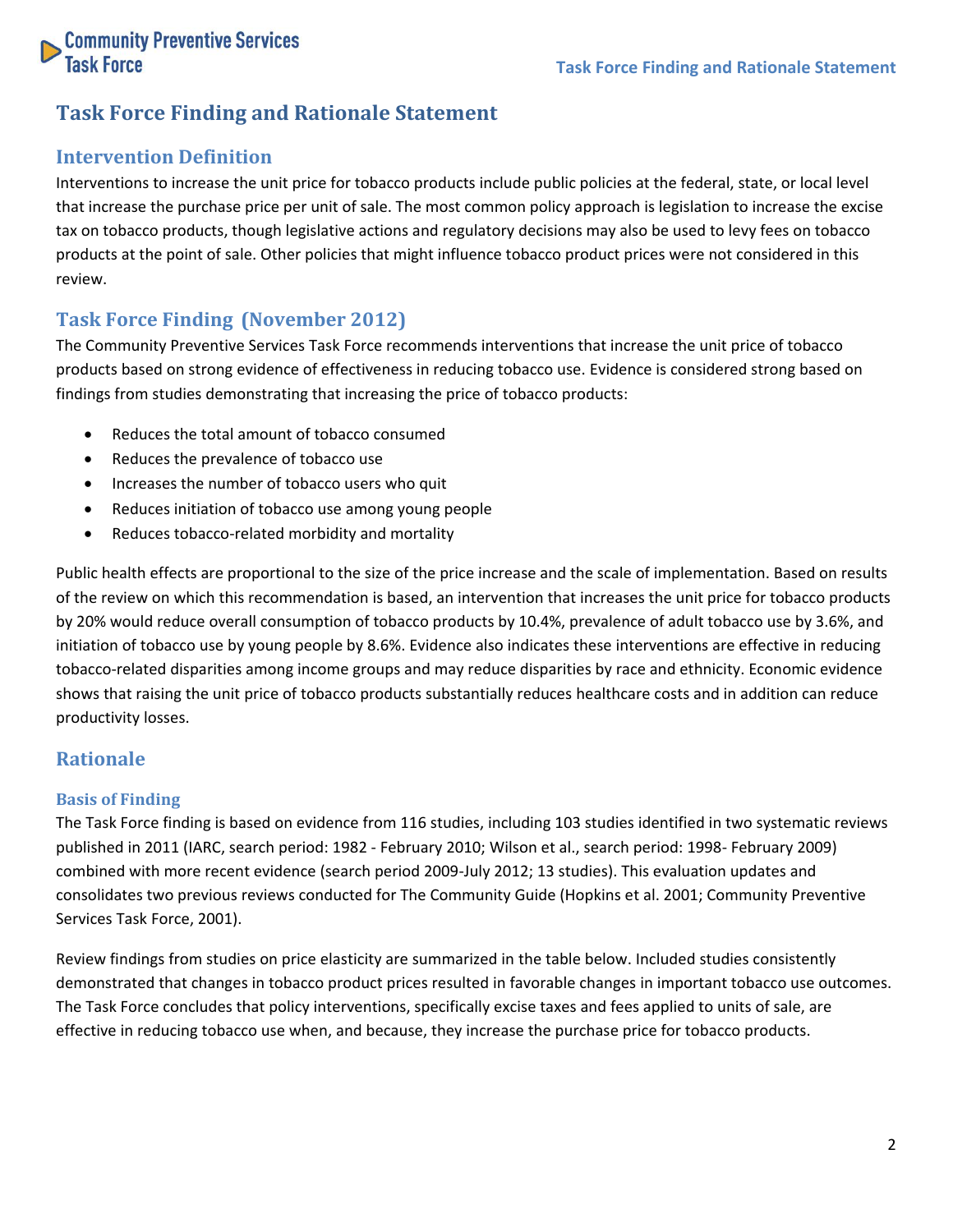# Task Force Finding and Rationale Statement

## Intervention Definition

Interventions to increase the unit price for tobacco products include public policies at the federal, state, or local level that increase the purchase price per unit of sale. The most common policy approach is legislation to increase the excise tax on tobacco products, though legislative actions and regulatory decisions may also be used to levy fees on tobacco products at the point of sale. Other policies that might influence tobacco product prices were not considered in this review.

## Task Force Finding (November 2012)

The Community Preventive Services Task Force recommends interventions that increase the unit price of tobacco products based on strong evidence of effectiveness in reducing tobacco use. Evidence is considered strong based on findings from studies demonstrating that increasing the price of tobacco products:

- Reduces the total amount of tobacco consumed
- Reduces the prevalence of tobacco use
- Increases the number of tobacco users who quit
- Reduces initiation of tobacco use among young people
- Reduces tobacco-related morbidity and mortality

Public health effects are proportional to the size of the price increase and the scale of implementation. Based on results of the review on which this recommendation is based, an intervention that increases the unit price for tobacco products by 20% would reduce overall consumption of tobacco products by 10.4%, prevalence of adult tobacco use by 3.6%, and initiation of tobacco use by young people by 8.6%. Evidence also indicates these interventions are effective in reducing tobacco-related disparities among income groups and may reduce disparities by race and ethnicity. Economic evidence shows that raising the unit price of tobacco products substantially reduces healthcare costs and in addition can reduce productivity losses.

## Rationale

### Basis of Finding

The Task Force finding is based on evidence from 116 studies, including 103 studies identified in two systematic reviews published in 2011 (IARC, search period: 1982 - February 2010; Wilson et al., search period: 1998- February 2009) combined with more recent evidence (search period 2009-July 2012; 13 studies). This evaluation updates and consolidates two previous reviews conducted for The Community Guide (Hopkins et al. 2001; Community Preventive Services Task Force, 2001).

Review findings from studies on price elasticity are summarized in the table below. Included studies consistently demonstrated that changes in tobacco product prices resulted in favorable changes in important tobacco use outcomes. The Task Force concludes that policy interventions, specifically excise taxes and fees applied to units of sale, are effective in reducing tobacco use when, and because, they increase the purchase price for tobacco products.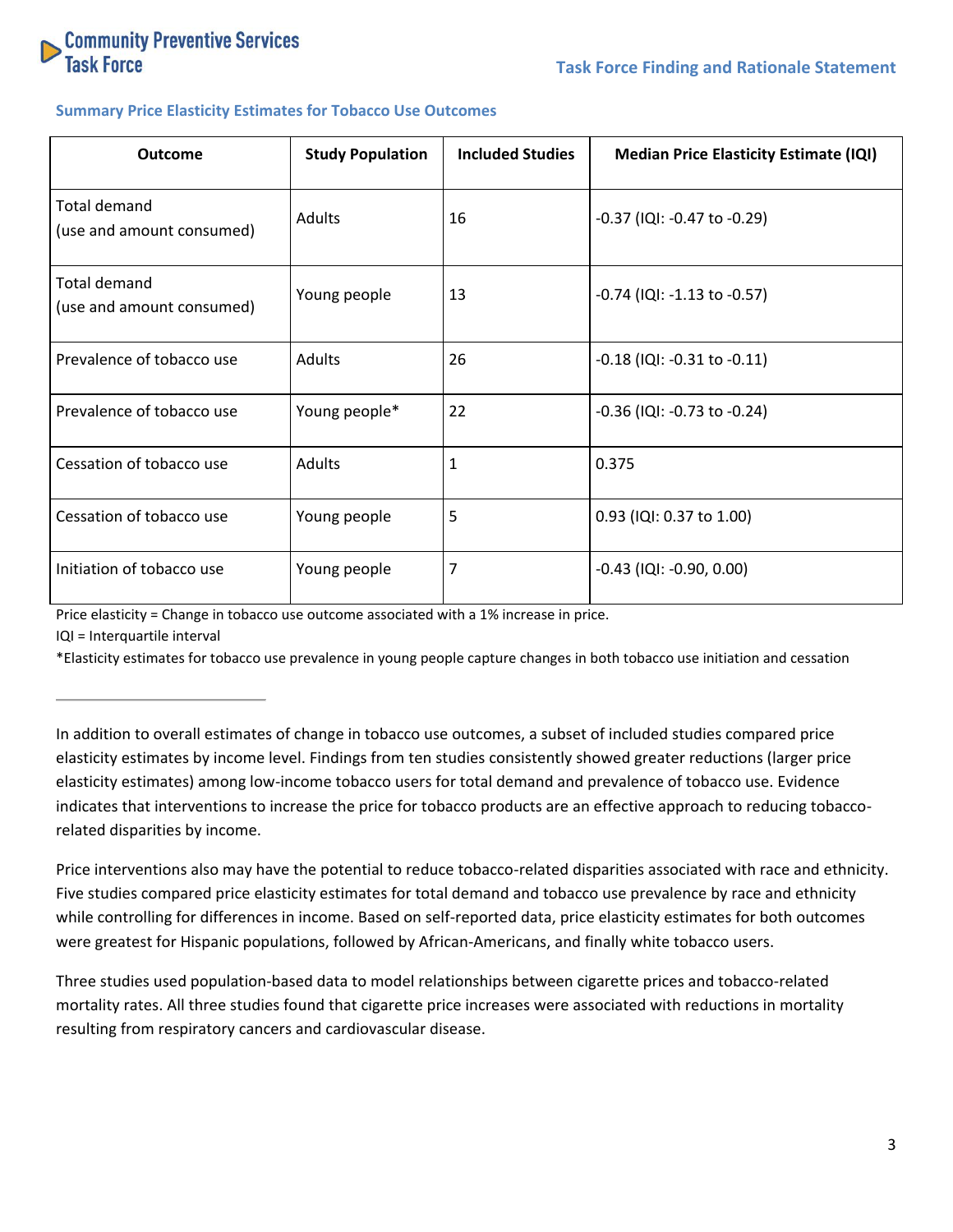### Summary Price Elasticity Estimates for Tobacco Use Outcomes

| Outcome | Study Population | Included Studies | Median Price Elasticity Estimate (IQI) |
|---|---|---|---|
| Total demand (use and amount consumed) | Adults | 16 | -0.37 (IQI: -0.47 to -0.29) |
| Total demand (use and amount consumed) | Young people | 13 | -0.74 (IQI: -1.13 to -0.57) |
| Prevalence of tobacco use | Adults | 26 | -0.18 (IQI: -0.31 to -0.11) |
| Prevalence of tobacco use | Young people* | 22 | -0.36 (IQI: -0.73 to -0.24) |
| Cessation of tobacco use | Adults | 1 | 0.375 |
| Cessation of tobacco use | Young people | 5 | 0.93 (IQI: 0.37 to 1.00) |
| Initiation of tobacco use | Young people | 7 | -0.43 (IQI: -0.90, 0.00) |

Price elasticity = Change in tobacco use outcome associated with a 1% increase in price.

IQI = Interquartile interval

*Elasticity estimates for tobacco use prevalence in young people capture changes in both tobacco use initiation and cessation

---

In addition to overall estimates of change in tobacco use outcomes, a subset of included studies compared price elasticity estimates by income level. Findings from ten studies consistently showed greater reductions (larger price elasticity estimates) among low-income tobacco users for total demand and prevalence of tobacco use. Evidence indicates that interventions to increase the price for tobacco products are an effective approach to reducing tobacco-related disparities by income.

Price interventions also may have the potential to reduce tobacco-related disparities associated with race and ethnicity. Five studies compared price elasticity estimates for total demand and tobacco use prevalence by race and ethnicity while controlling for differences in income. Based on self-reported data, price elasticity estimates for both outcomes were greatest for Hispanic populations, followed by African-Americans, and finally white tobacco users.

Three studies used population-based data to model relationships between cigarette prices and tobacco-related mortality rates. All three studies found that cigarette price increases were associated with reductions in mortality resulting from respiratory cancers and cardiovascular disease.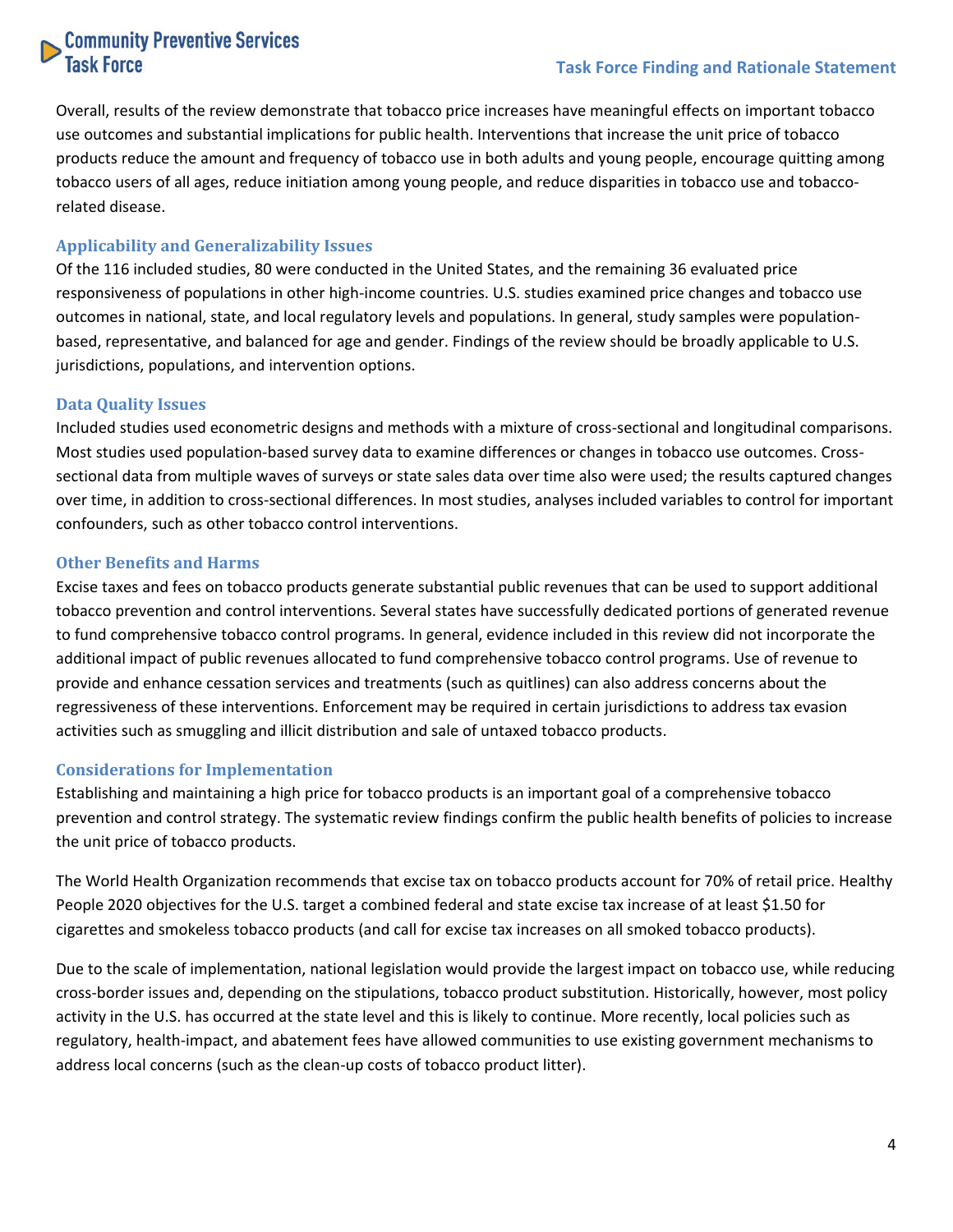Overall, results of the review demonstrate that tobacco price increases have meaningful effects on important tobacco use outcomes and substantial implications for public health. Interventions that increase the unit price of tobacco products reduce the amount and frequency of tobacco use in both adults and young people, encourage quitting among tobacco users of all ages, reduce initiation among young people, and reduce disparities in tobacco use and tobacco-related disease.

### Applicability and Generalizability Issues

Of the 116 included studies, 80 were conducted in the United States, and the remaining 36 evaluated price responsiveness of populations in other high-income countries. U.S. studies examined price changes and tobacco use outcomes in national, state, and local regulatory levels and populations. In general, study samples were population-based, representative, and balanced for age and gender. Findings of the review should be broadly applicable to U.S. jurisdictions, populations, and intervention options.

### Data Quality Issues

Included studies used econometric designs and methods with a mixture of cross-sectional and longitudinal comparisons. Most studies used population-based survey data to examine differences or changes in tobacco use outcomes. Cross-sectional data from multiple waves of surveys or state sales data over time also were used; the results captured changes over time, in addition to cross-sectional differences. In most studies, analyses included variables to control for important confounders, such as other tobacco control interventions.

### Other Benefits and Harms

Excise taxes and fees on tobacco products generate substantial public revenues that can be used to support additional tobacco prevention and control interventions. Several states have successfully dedicated portions of generated revenue to fund comprehensive tobacco control programs. In general, evidence included in this review did not incorporate the additional impact of public revenues allocated to fund comprehensive tobacco control programs. Use of revenue to provide and enhance cessation services and treatments (such as quitlines) can also address concerns about the regressiveness of these interventions. Enforcement may be required in certain jurisdictions to address tax evasion activities such as smuggling and illicit distribution and sale of untaxed tobacco products.

### Considerations for Implementation

Establishing and maintaining a high price for tobacco products is an important goal of a comprehensive tobacco prevention and control strategy. The systematic review findings confirm the public health benefits of policies to increase the unit price of tobacco products.

The World Health Organization recommends that excise tax on tobacco products account for 70% of retail price. Healthy People 2020 objectives for the U.S. target a combined federal and state excise tax increase of at least $1.50 for cigarettes and smokeless tobacco products (and call for excise tax increases on all smoked tobacco products).

Due to the scale of implementation, national legislation would provide the largest impact on tobacco use, while reducing cross-border issues and, depending on the stipulations, tobacco product substitution. Historically, however, most policy activity in the U.S. has occurred at the state level and this is likely to continue. More recently, local policies such as regulatory, health-impact, and abatement fees have allowed communities to use existing government mechanisms to address local concerns (such as the clean-up costs of tobacco product litter).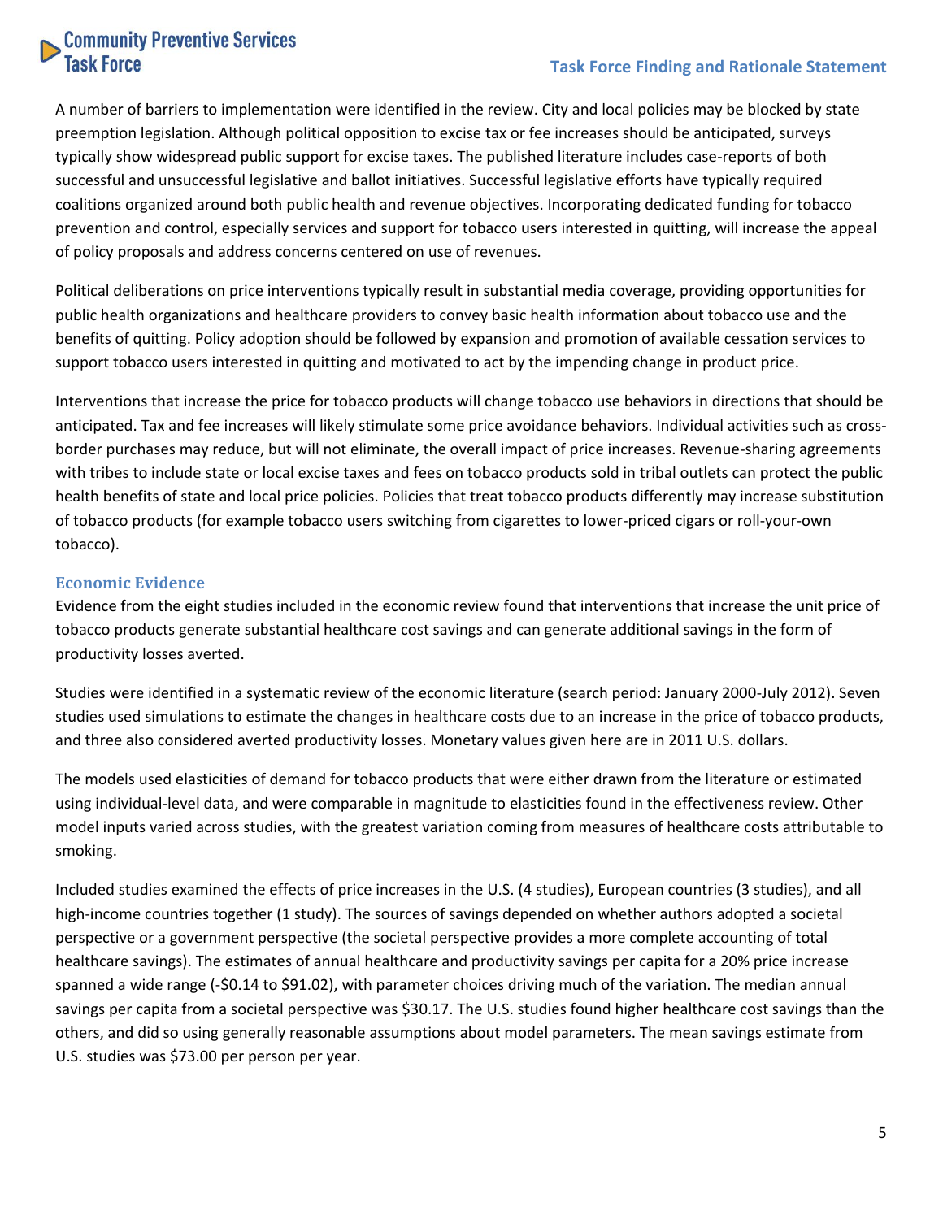A number of barriers to implementation were identified in the review. City and local policies may be blocked by state preemption legislation. Although political opposition to excise tax or fee increases should be anticipated, surveys typically show widespread public support for excise taxes. The published literature includes case-reports of both successful and unsuccessful legislative and ballot initiatives. Successful legislative efforts have typically required coalitions organized around both public health and revenue objectives. Incorporating dedicated funding for tobacco prevention and control, especially services and support for tobacco users interested in quitting, will increase the appeal of policy proposals and address concerns centered on use of revenues.

Political deliberations on price interventions typically result in substantial media coverage, providing opportunities for public health organizations and healthcare providers to convey basic health information about tobacco use and the benefits of quitting. Policy adoption should be followed by expansion and promotion of available cessation services to support tobacco users interested in quitting and motivated to act by the impending change in product price.

Interventions that increase the price for tobacco products will change tobacco use behaviors in directions that should be anticipated. Tax and fee increases will likely stimulate some price avoidance behaviors. Individual activities such as cross-border purchases may reduce, but will not eliminate, the overall impact of price increases. Revenue-sharing agreements with tribes to include state or local excise taxes and fees on tobacco products sold in tribal outlets can protect the public health benefits of state and local price policies. Policies that treat tobacco products differently may increase substitution of tobacco products (for example tobacco users switching from cigarettes to lower-priced cigars or roll-your-own tobacco).

## Economic Evidence

Evidence from the eight studies included in the economic review found that interventions that increase the unit price of tobacco products generate substantial healthcare cost savings and can generate additional savings in the form of productivity losses averted.

Studies were identified in a systematic review of the economic literature (search period: January 2000-July 2012). Seven studies used simulations to estimate the changes in healthcare costs due to an increase in the price of tobacco products, and three also considered averted productivity losses. Monetary values given here are in 2011 U.S. dollars.

The models used elasticities of demand for tobacco products that were either drawn from the literature or estimated using individual-level data, and were comparable in magnitude to elasticities found in the effectiveness review. Other model inputs varied across studies, with the greatest variation coming from measures of healthcare costs attributable to smoking.

Included studies examined the effects of price increases in the U.S. (4 studies), European countries (3 studies), and all high-income countries together (1 study). The sources of savings depended on whether authors adopted a societal perspective or a government perspective (the societal perspective provides a more complete accounting of total healthcare savings). The estimates of annual healthcare and productivity savings per capita for a 20% price increase spanned a wide range (-$0.14 to $91.02), with parameter choices driving much of the variation. The median annual savings per capita from a societal perspective was $30.17. The U.S. studies found higher healthcare cost savings than the others, and did so using generally reasonable assumptions about model parameters. The mean savings estimate from U.S. studies was $73.00 per person per year.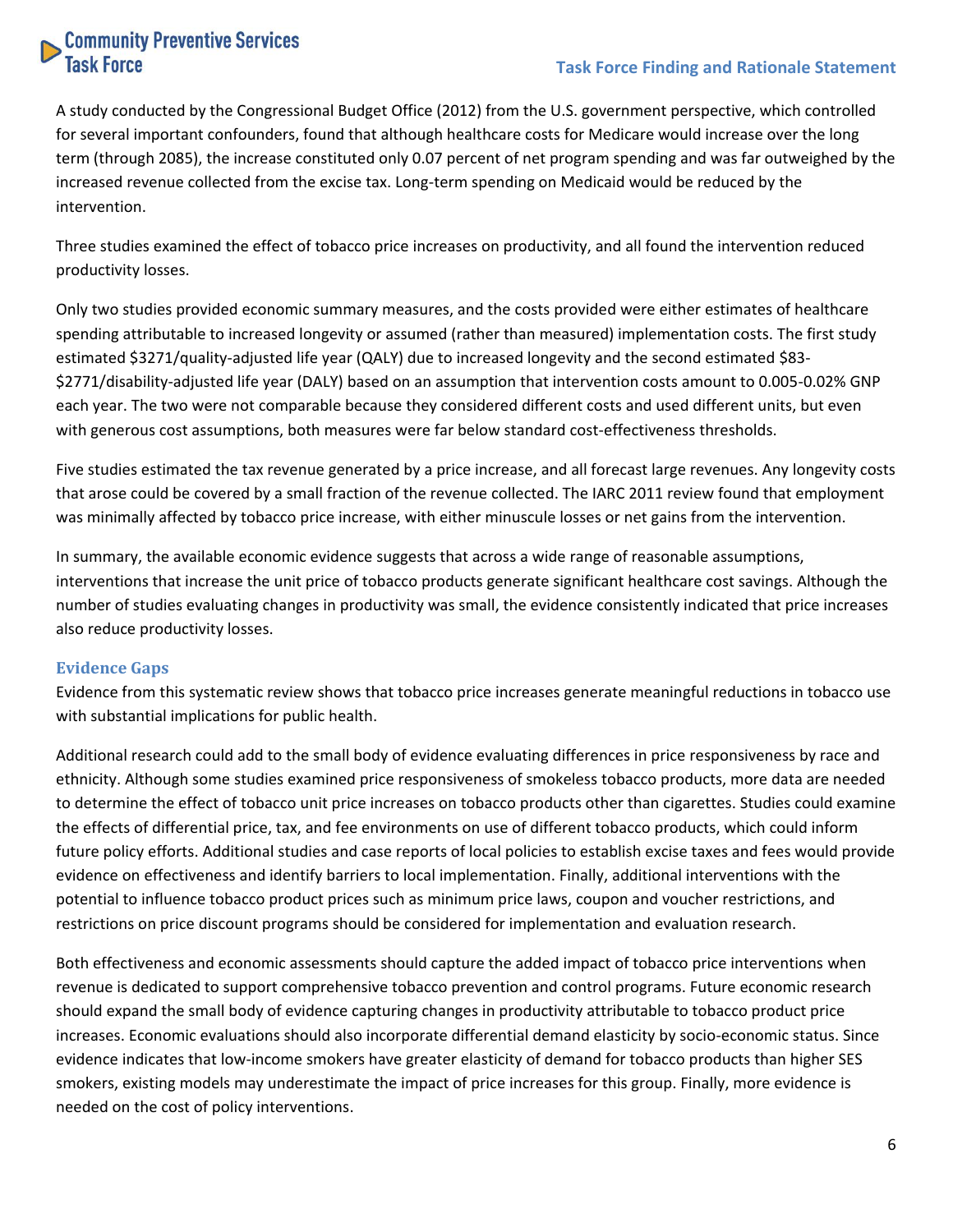A study conducted by the Congressional Budget Office (2012) from the U.S. government perspective, which controlled for several important confounders, found that although healthcare costs for Medicare would increase over the long term (through 2085), the increase constituted only 0.07 percent of net program spending and was far outweighed by the increased revenue collected from the excise tax. Long-term spending on Medicaid would be reduced by the intervention.

Three studies examined the effect of tobacco price increases on productivity, and all found the intervention reduced productivity losses.

Only two studies provided economic summary measures, and the costs provided were either estimates of healthcare spending attributable to increased longevity or assumed (rather than measured) implementation costs. The first study estimated $3271/quality-adjusted life year (QALY) due to increased longevity and the second estimated $83-$2771/disability-adjusted life year (DALY) based on an assumption that intervention costs amount to 0.005-0.02% GNP each year. The two were not comparable because they considered different costs and used different units, but even with generous cost assumptions, both measures were far below standard cost-effectiveness thresholds.

Five studies estimated the tax revenue generated by a price increase, and all forecast large revenues. Any longevity costs that arose could be covered by a small fraction of the revenue collected. The IARC 2011 review found that employment was minimally affected by tobacco price increase, with either minuscule losses or net gains from the intervention.

In summary, the available economic evidence suggests that across a wide range of reasonable assumptions, interventions that increase the unit price of tobacco products generate significant healthcare cost savings. Although the number of studies evaluating changes in productivity was small, the evidence consistently indicated that price increases also reduce productivity losses.

### Evidence Gaps

Evidence from this systematic review shows that tobacco price increases generate meaningful reductions in tobacco use with substantial implications for public health.

Additional research could add to the small body of evidence evaluating differences in price responsiveness by race and ethnicity. Although some studies examined price responsiveness of smokeless tobacco products, more data are needed to determine the effect of tobacco unit price increases on tobacco products other than cigarettes. Studies could examine the effects of differential price, tax, and fee environments on use of different tobacco products, which could inform future policy efforts. Additional studies and case reports of local policies to establish excise taxes and fees would provide evidence on effectiveness and identify barriers to local implementation. Finally, additional interventions with the potential to influence tobacco product prices such as minimum price laws, coupon and voucher restrictions, and restrictions on price discount programs should be considered for implementation and evaluation research.

Both effectiveness and economic assessments should capture the added impact of tobacco price interventions when revenue is dedicated to support comprehensive tobacco prevention and control programs. Future economic research should expand the small body of evidence capturing changes in productivity attributable to tobacco product price increases. Economic evaluations should also incorporate differential demand elasticity by socio-economic status. Since evidence indicates that low-income smokers have greater elasticity of demand for tobacco products than higher SES smokers, existing models may underestimate the impact of price increases for this group. Finally, more evidence is needed on the cost of policy interventions.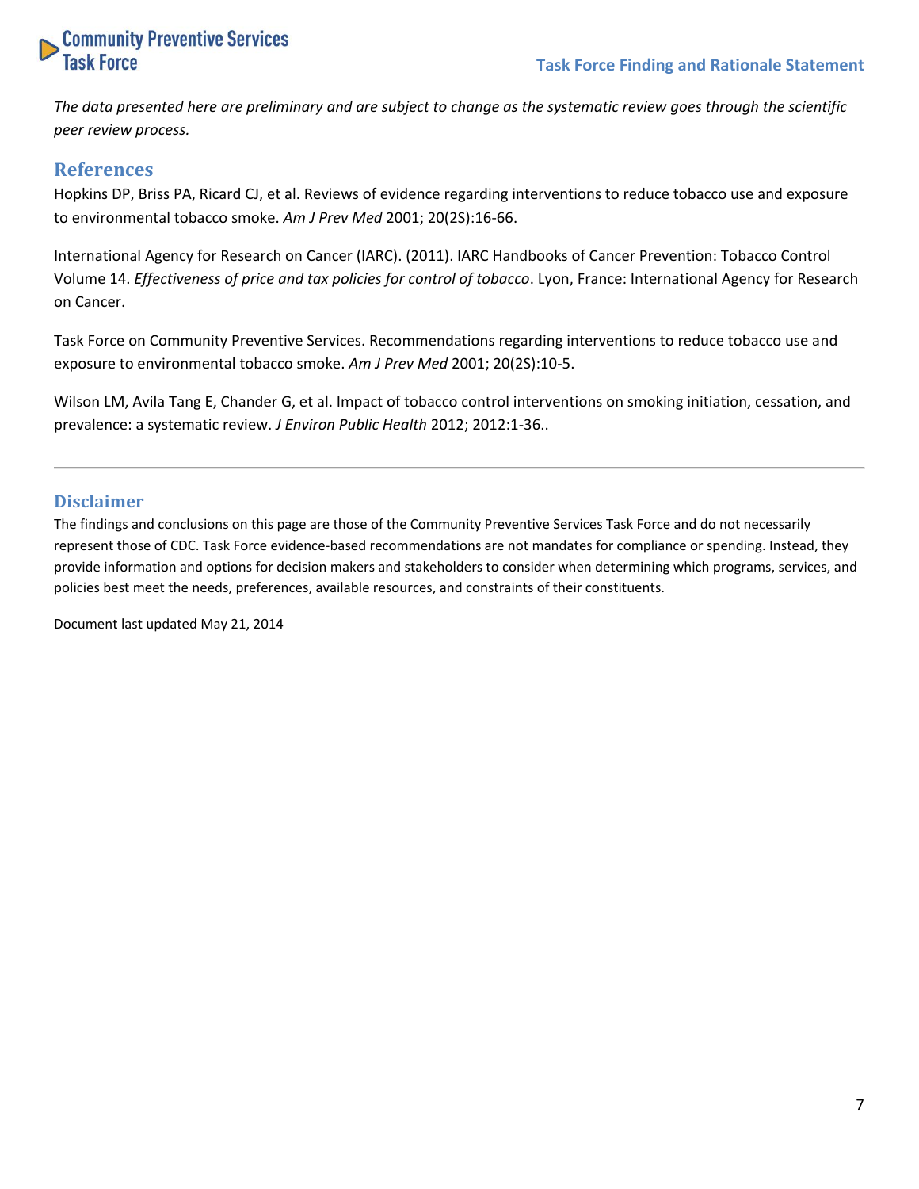*The data presented here are preliminary and are subject to change as the systematic review goes through the scientific peer review process.*

## References

Hopkins DP, Briss PA, Ricard CJ, et al. Reviews of evidence regarding interventions to reduce tobacco use and exposure to environmental tobacco smoke. *Am J Prev Med* 2001; 20(2S):16-66.

International Agency for Research on Cancer (IARC). (2011). IARC Handbooks of Cancer Prevention: Tobacco Control Volume 14. *Effectiveness of price and tax policies for control of tobacco*. Lyon, France: International Agency for Research on Cancer.

Task Force on Community Preventive Services. Recommendations regarding interventions to reduce tobacco use and exposure to environmental tobacco smoke. *Am J Prev Med* 2001; 20(2S):10-5.

Wilson LM, Avila Tang E, Chander G, et al. Impact of tobacco control interventions on smoking initiation, cessation, and prevalence: a systematic review. *J Environ Public Health* 2012; 2012:1-36..

---

## Disclaimer

The findings and conclusions on this page are those of the Community Preventive Services Task Force and do not necessarily represent those of CDC. Task Force evidence-based recommendations are not mandates for compliance or spending. Instead, they provide information and options for decision makers and stakeholders to consider when determining which programs, services, and policies best meet the needs, preferences, available resources, and constraints of their constituents.

Document last updated May 21, 2014